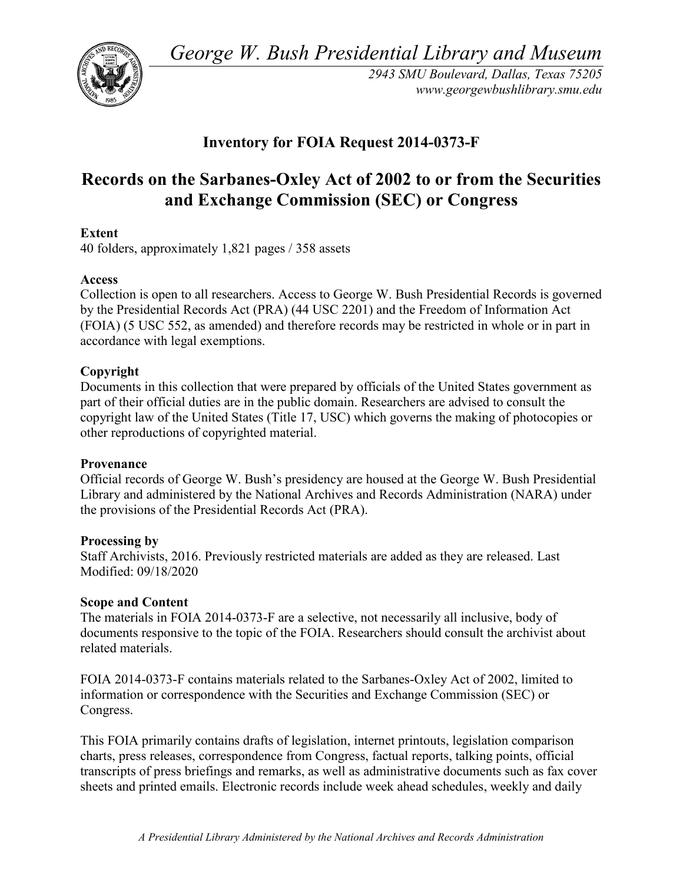*George W. Bush Presidential Library and Museum*

*2943 SMU Boulevard, Dallas, Texas 75205*
*www.georgewbushlibrary.smu.edu*

## Inventory for FOIA Request 2014-0373-F

# Records on the Sarbanes-Oxley Act of 2002 to or from the Securities and Exchange Commission (SEC) or Congress

**Extent**
40 folders, approximately 1,821 pages / 358 assets

**Access**
Collection is open to all researchers. Access to George W. Bush Presidential Records is governed by the Presidential Records Act (PRA) (44 USC 2201) and the Freedom of Information Act (FOIA) (5 USC 552, as amended) and therefore records may be restricted in whole or in part in accordance with legal exemptions.

**Copyright**
Documents in this collection that were prepared by officials of the United States government as part of their official duties are in the public domain. Researchers are advised to consult the copyright law of the United States (Title 17, USC) which governs the making of photocopies or other reproductions of copyrighted material.

**Provenance**
Official records of George W. Bush's presidency are housed at the George W. Bush Presidential Library and administered by the National Archives and Records Administration (NARA) under the provisions of the Presidential Records Act (PRA).

**Processing by**
Staff Archivists, 2016. Previously restricted materials are added as they are released. Last Modified: 09/18/2020

**Scope and Content**
The materials in FOIA 2014-0373-F are a selective, not necessarily all inclusive, body of documents responsive to the topic of the FOIA. Researchers should consult the archivist about related materials.

FOIA 2014-0373-F contains materials related to the Sarbanes-Oxley Act of 2002, limited to information or correspondence with the Securities and Exchange Commission (SEC) or Congress.

This FOIA primarily contains drafts of legislation, internet printouts, legislation comparison charts, press releases, correspondence from Congress, factual reports, talking points, official transcripts of press briefings and remarks, as well as administrative documents such as fax cover sheets and printed emails. Electronic records include week ahead schedules, weekly and daily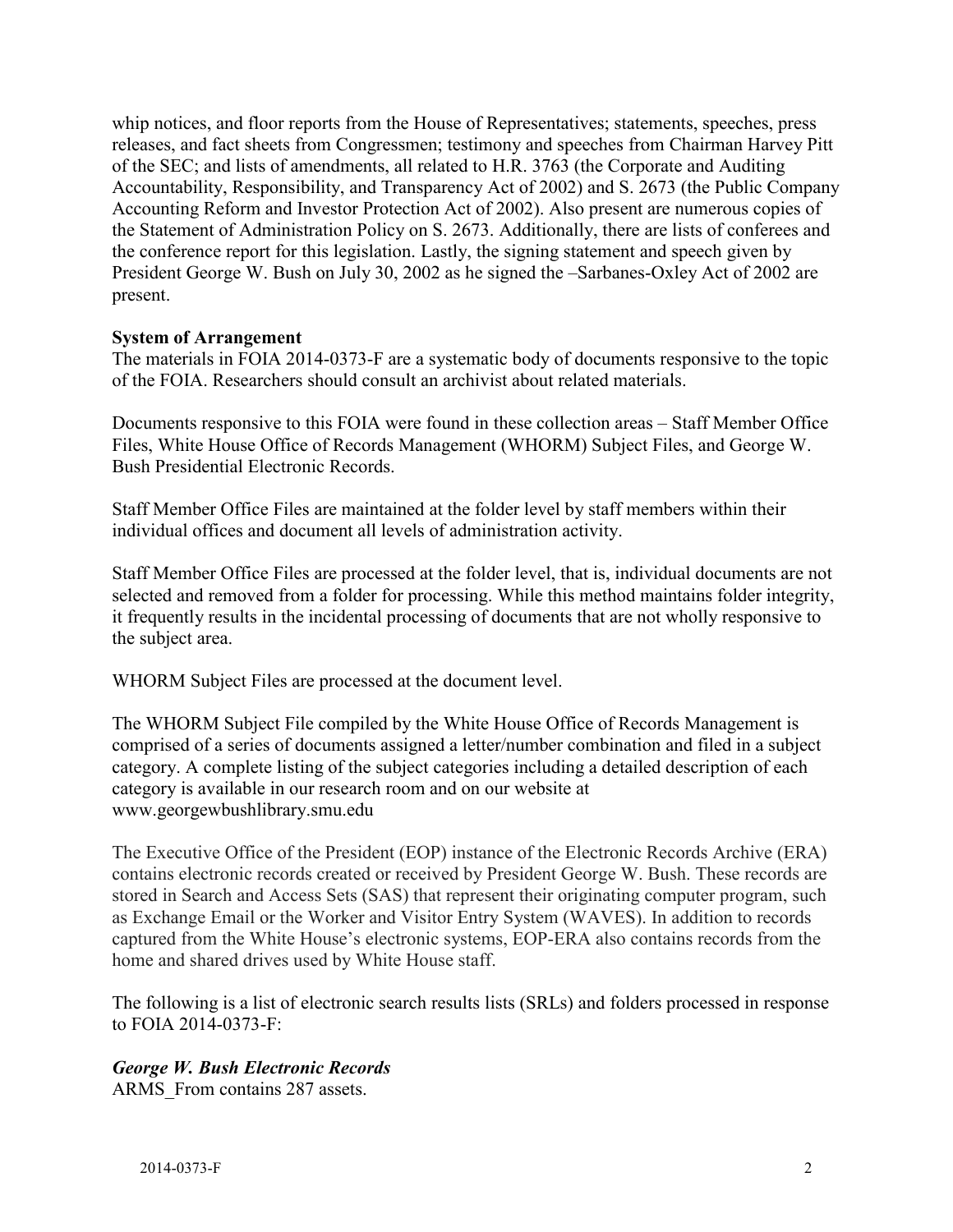whip notices, and floor reports from the House of Representatives; statements, speeches, press releases, and fact sheets from Congressmen; testimony and speeches from Chairman Harvey Pitt of the SEC; and lists of amendments, all related to H.R. 3763 (the Corporate and Auditing Accountability, Responsibility, and Transparency Act of 2002) and S. 2673 (the Public Company Accounting Reform and Investor Protection Act of 2002). Also present are numerous copies of the Statement of Administration Policy on S. 2673. Additionally, there are lists of conferees and the conference report for this legislation. Lastly, the signing statement and speech given by President George W. Bush on July 30, 2002 as he signed the –Sarbanes-Oxley Act of 2002 are present.

**System of Arrangement**

The materials in FOIA 2014-0373-F are a systematic body of documents responsive to the topic of the FOIA. Researchers should consult an archivist about related materials.

Documents responsive to this FOIA were found in these collection areas – Staff Member Office Files, White House Office of Records Management (WHORM) Subject Files, and George W. Bush Presidential Electronic Records.

Staff Member Office Files are maintained at the folder level by staff members within their individual offices and document all levels of administration activity.

Staff Member Office Files are processed at the folder level, that is, individual documents are not selected and removed from a folder for processing. While this method maintains folder integrity, it frequently results in the incidental processing of documents that are not wholly responsive to the subject area.

WHORM Subject Files are processed at the document level.

The WHORM Subject File compiled by the White House Office of Records Management is comprised of a series of documents assigned a letter/number combination and filed in a subject category. A complete listing of the subject categories including a detailed description of each category is available in our research room and on our website at www.georgewbushlibrary.smu.edu

The Executive Office of the President (EOP) instance of the Electronic Records Archive (ERA) contains electronic records created or received by President George W. Bush. These records are stored in Search and Access Sets (SAS) that represent their originating computer program, such as Exchange Email or the Worker and Visitor Entry System (WAVES). In addition to records captured from the White House's electronic systems, EOP-ERA also contains records from the home and shared drives used by White House staff.

The following is a list of electronic search results lists (SRLs) and folders processed in response to FOIA 2014-0373-F:

***George W. Bush Electronic Records***

ARMS_From contains 287 assets.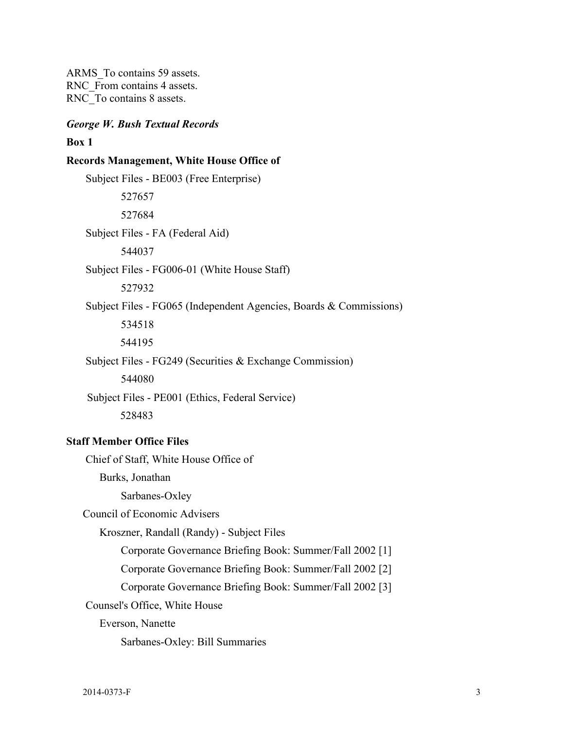ARMS_To contains 59 assets.
RNC_From contains 4 assets.
RNC_To contains 8 assets.

***George W. Bush Textual Records***

**Box 1**

**Records Management, White House Office of**

- Subject Files - BE003 (Free Enterprise)
  - 527657
  - 527684
- Subject Files - FA (Federal Aid)
  - 544037
- Subject Files - FG006-01 (White House Staff)
  - 527932
- Subject Files - FG065 (Independent Agencies, Boards & Commissions)
  - 534518
  - 544195
- Subject Files - FG249 (Securities & Exchange Commission)
  - 544080
- Subject Files - PE001 (Ethics, Federal Service)
  - 528483

**Staff Member Office Files**

- Chief of Staff, White House Office of
  - Burks, Jonathan
    - Sarbanes-Oxley
- Council of Economic Advisers
  - Kroszner, Randall (Randy) - Subject Files
    - Corporate Governance Briefing Book: Summer/Fall 2002 [1]
    - Corporate Governance Briefing Book: Summer/Fall 2002 [2]
    - Corporate Governance Briefing Book: Summer/Fall 2002 [3]
- Counsel's Office, White House
  - Everson, Nanette
    - Sarbanes-Oxley: Bill Summaries

2014-0373-F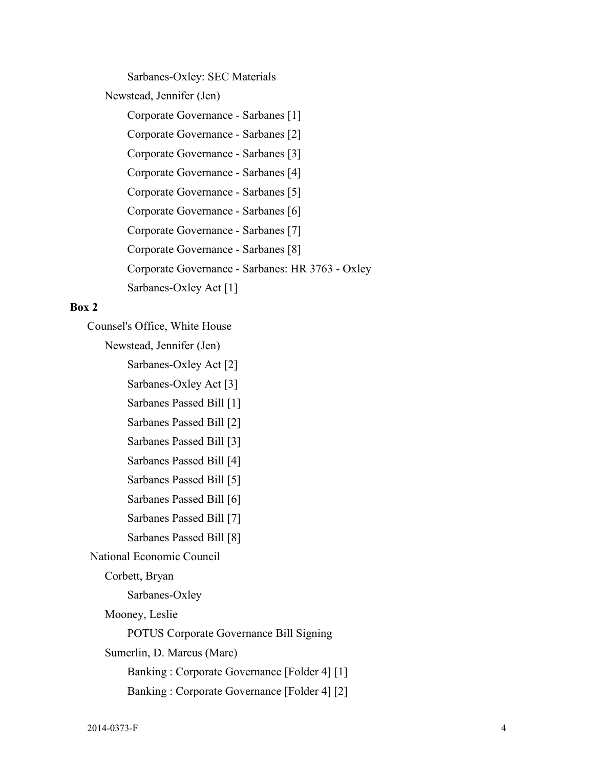Sarbanes-Oxley: SEC Materials

Newstead, Jennifer (Jen)

Corporate Governance - Sarbanes [1]

Corporate Governance - Sarbanes [2]

Corporate Governance - Sarbanes [3]

Corporate Governance - Sarbanes [4]

Corporate Governance - Sarbanes [5]

Corporate Governance - Sarbanes [6]

Corporate Governance - Sarbanes [7]

Corporate Governance - Sarbanes [8]

Corporate Governance - Sarbanes: HR 3763 - Oxley

Sarbanes-Oxley Act [1]

**Box 2**

Counsel's Office, White House

Newstead, Jennifer (Jen)

Sarbanes-Oxley Act [2]

Sarbanes-Oxley Act [3]

Sarbanes Passed Bill [1]

Sarbanes Passed Bill [2]

Sarbanes Passed Bill [3]

Sarbanes Passed Bill [4]

Sarbanes Passed Bill [5]

Sarbanes Passed Bill [6]

Sarbanes Passed Bill [7]

Sarbanes Passed Bill [8]

National Economic Council

Corbett, Bryan

Sarbanes-Oxley

Mooney, Leslie

POTUS Corporate Governance Bill Signing

Sumerlin, D. Marcus (Marc)

Banking : Corporate Governance [Folder 4] [1]

Banking : Corporate Governance [Folder 4] [2]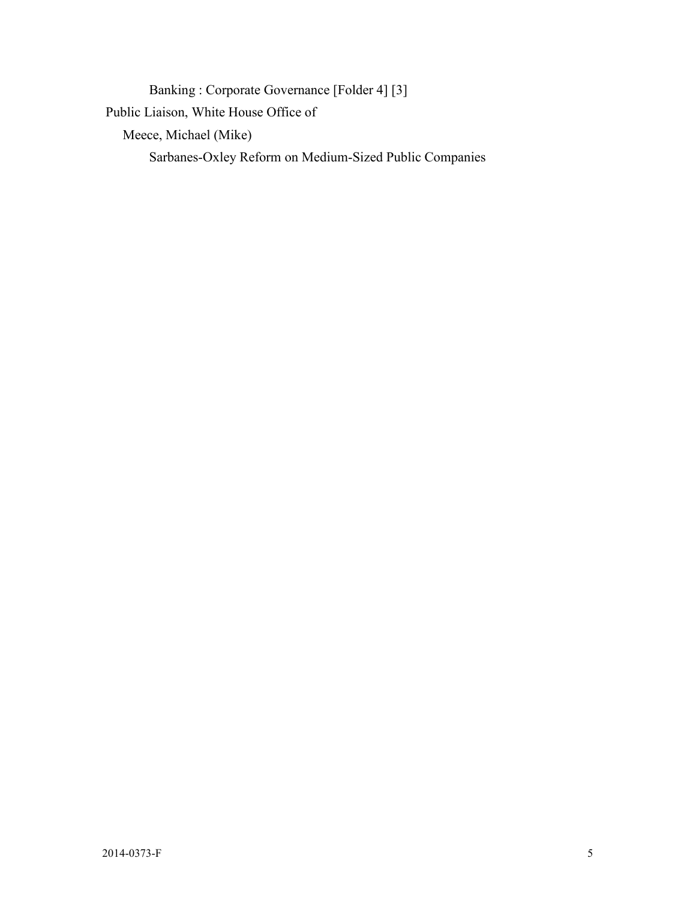Banking : Corporate Governance [Folder 4] [3]

Public Liaison, White House Office of

Meece, Michael (Mike)

Sarbanes-Oxley Reform on Medium-Sized Public Companies